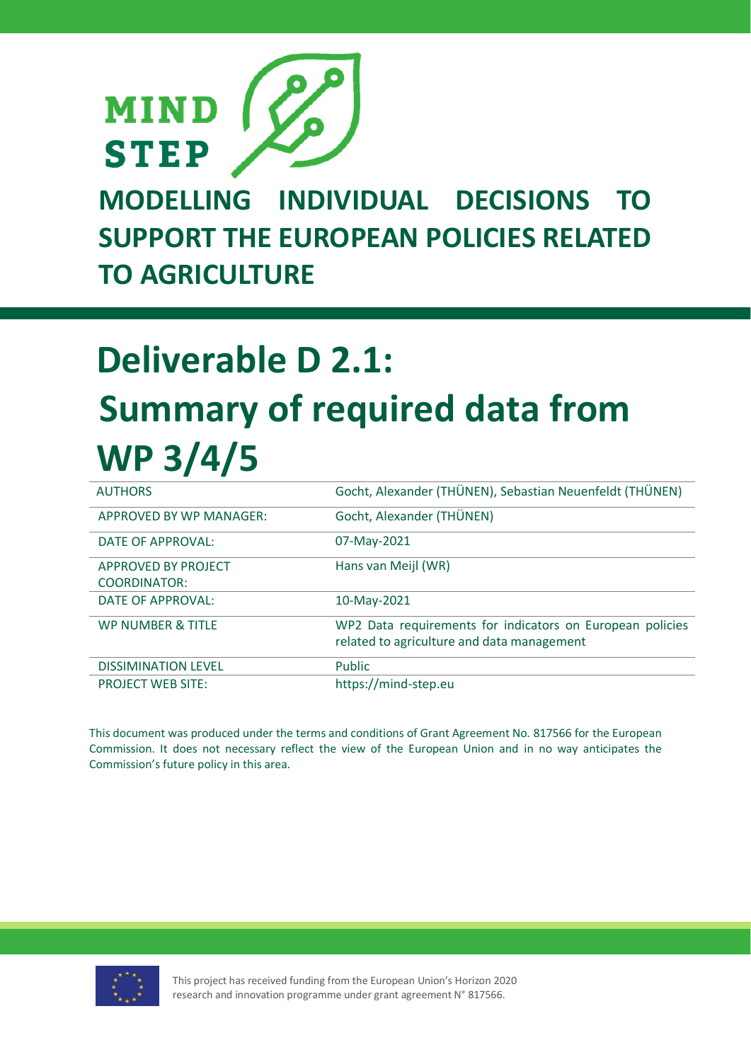MIND STEP

# MODELLING INDIVIDUAL DECISIONS TO SUPPORT THE EUROPEAN POLICIES RELATED TO AGRICULTURE

# Deliverable D 2.1: Summary of required data from WP 3/4/5

| | |
|---|---|
| AUTHORS | Gocht, Alexander (THÜNEN), Sebastian Neuenfeldt (THÜNEN) |
| APPROVED BY WP MANAGER: | Gocht, Alexander (THÜNEN) |
| DATE OF APPROVAL: | 07-May-2021 |
| APPROVED BY PROJECT COORDINATOR: | Hans van Meijl (WR) |
| DATE OF APPROVAL: | 10-May-2021 |
| WP NUMBER & TITLE | WP2 Data requirements for indicators on European policies related to agriculture and data management |
| DISSIMINATION LEVEL | Public |
| PROJECT WEB SITE: | https://mind-step.eu |

This document was produced under the terms and conditions of Grant Agreement No. 817566 for the European Commission. It does not necessary reflect the view of the European Union and in no way anticipates the Commission's future policy in this area.

This project has received funding from the European Union's Horizon 2020 research and innovation programme under grant agreement N° 817566.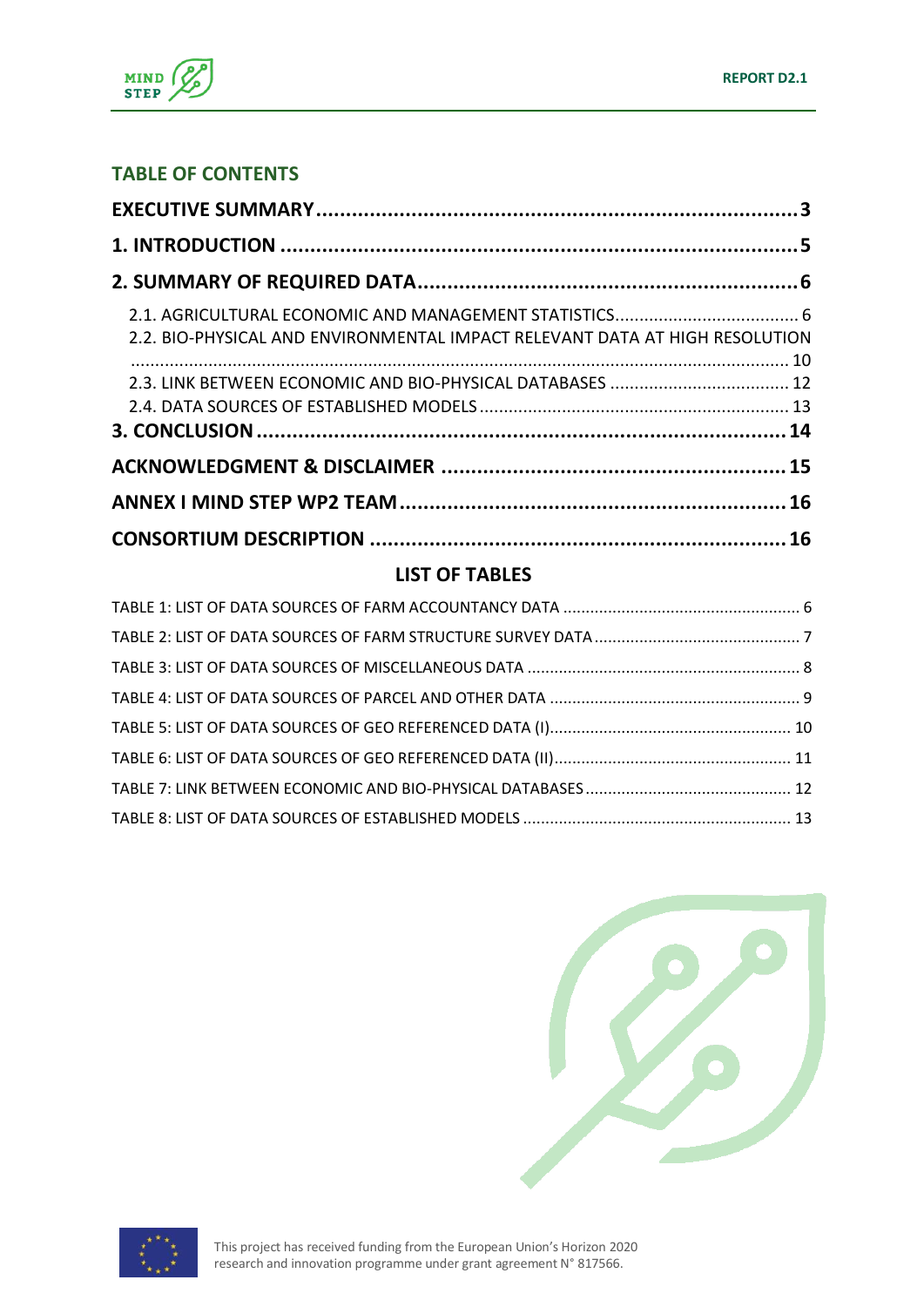## TABLE OF CONTENTS

**EXECUTIVE SUMMARY** ........ 3

**1. INTRODUCTION** ........ 5

**2. SUMMARY OF REQUIRED DATA** ........ 6

- 2.1. AGRICULTURAL ECONOMIC AND MANAGEMENT STATISTICS ........ 6
- 2.2. BIO-PHYSICAL AND ENVIRONMENTAL IMPACT RELEVANT DATA AT HIGH RESOLUTION ........ 10
- 2.3. LINK BETWEEN ECONOMIC AND BIO-PHYSICAL DATABASES ........ 12
- 2.4. DATA SOURCES OF ESTABLISHED MODELS ........ 13

**3. CONCLUSION** ........ 14

**ACKNOWLEDGMENT & DISCLAIMER** ........ 15

**ANNEX I MIND STEP WP2 TEAM** ........ 16

**CONSORTIUM DESCRIPTION** ........ 16

## LIST OF TABLES

- TABLE 1: LIST OF DATA SOURCES OF FARM ACCOUNTANCY DATA ........ 6
- TABLE 2: LIST OF DATA SOURCES OF FARM STRUCTURE SURVEY DATA ........ 7
- TABLE 3: LIST OF DATA SOURCES OF MISCELLANEOUS DATA ........ 8
- TABLE 4: LIST OF DATA SOURCES OF PARCEL AND OTHER DATA ........ 9
- TABLE 5: LIST OF DATA SOURCES OF GEO REFERENCED DATA (I) ........ 10
- TABLE 6: LIST OF DATA SOURCES OF GEO REFERENCED DATA (II) ........ 11
- TABLE 7: LINK BETWEEN ECONOMIC AND BIO-PHYSICAL DATABASES ........ 12
- TABLE 8: LIST OF DATA SOURCES OF ESTABLISHED MODELS ........ 13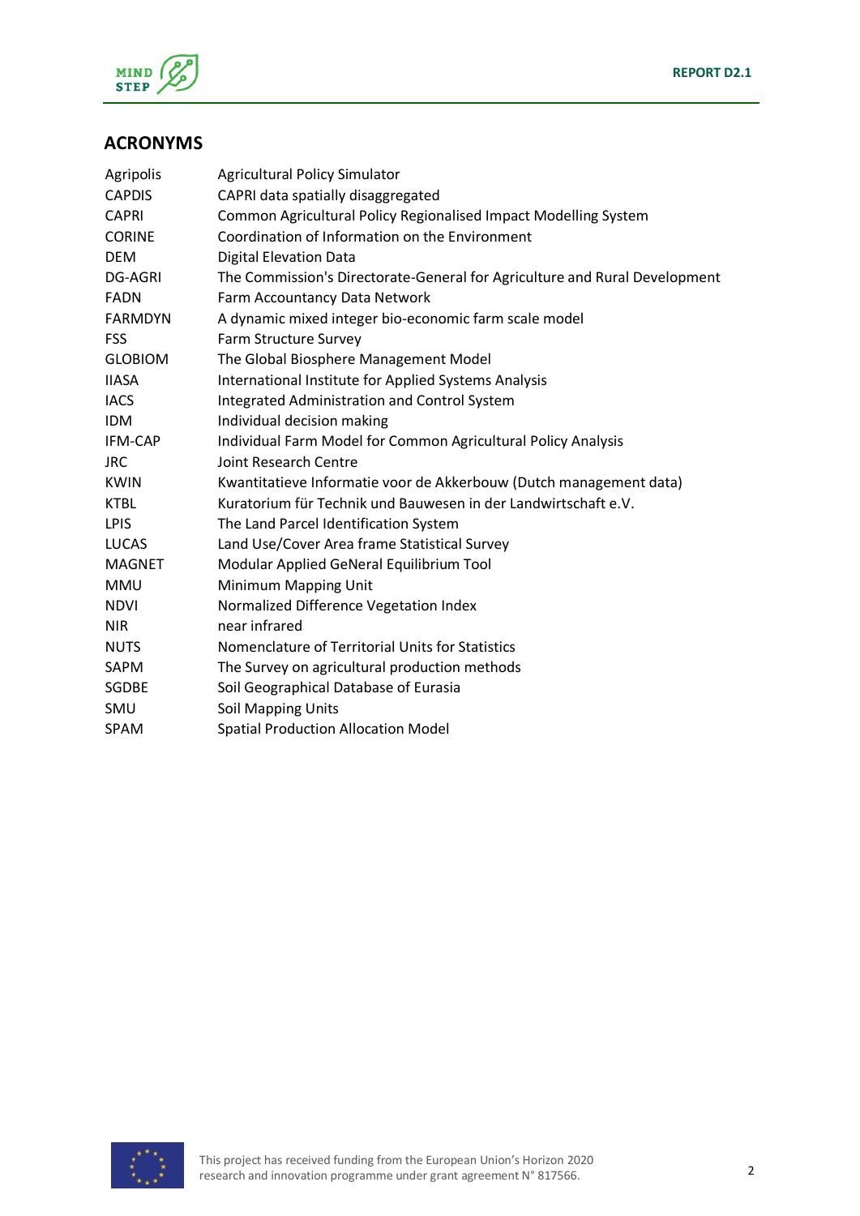## ACRONYMS

| | |
|---|---|
| Agripolis | Agricultural Policy Simulator |
| CAPDIS | CAPRI data spatially disaggregated |
| CAPRI | Common Agricultural Policy Regionalised Impact Modelling System |
| CORINE | Coordination of Information on the Environment |
| DEM | Digital Elevation Data |
| DG-AGRI | The Commission's Directorate-General for Agriculture and Rural Development |
| FADN | Farm Accountancy Data Network |
| FARMDYN | A dynamic mixed integer bio-economic farm scale model |
| FSS | Farm Structure Survey |
| GLOBIOM | The Global Biosphere Management Model |
| IIASA | International Institute for Applied Systems Analysis |
| IACS | Integrated Administration and Control System |
| IDM | Individual decision making |
| IFM-CAP | Individual Farm Model for Common Agricultural Policy Analysis |
| JRC | Joint Research Centre |
| KWIN | Kwantitatieve Informatie voor de Akkerbouw (Dutch management data) |
| KTBL | Kuratorium für Technik und Bauwesen in der Landwirtschaft e.V. |
| LPIS | The Land Parcel Identification System |
| LUCAS | Land Use/Cover Area frame Statistical Survey |
| MAGNET | Modular Applied GeNeral Equilibrium Tool |
| MMU | Minimum Mapping Unit |
| NDVI | Normalized Difference Vegetation Index |
| NIR | near infrared |
| NUTS | Nomenclature of Territorial Units for Statistics |
| SAPM | The Survey on agricultural production methods |
| SGDBE | Soil Geographical Database of Eurasia |
| SMU | Soil Mapping Units |
| SPAM | Spatial Production Allocation Model |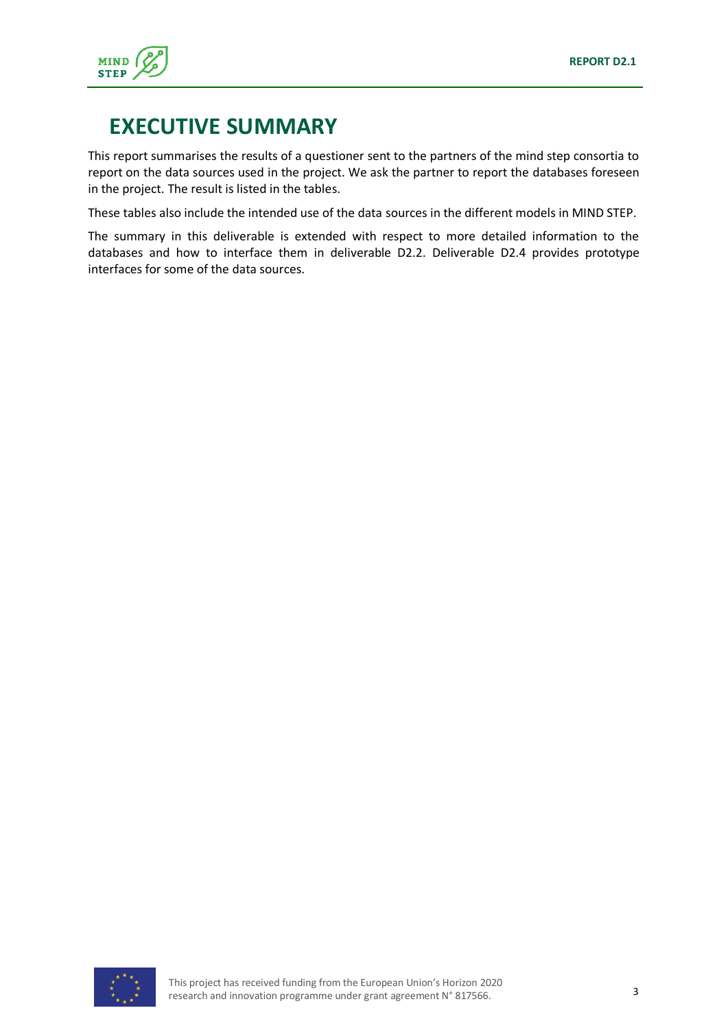# EXECUTIVE SUMMARY

This report summarises the results of a questioner sent to the partners of the mind step consortia to report on the data sources used in the project. We ask the partner to report the databases foreseen in the project. The result is listed in the tables.

These tables also include the intended use of the data sources in the different models in MIND STEP.

The summary in this deliverable is extended with respect to more detailed information to the databases and how to interface them in deliverable D2.2. Deliverable D2.4 provides prototype interfaces for some of the data sources.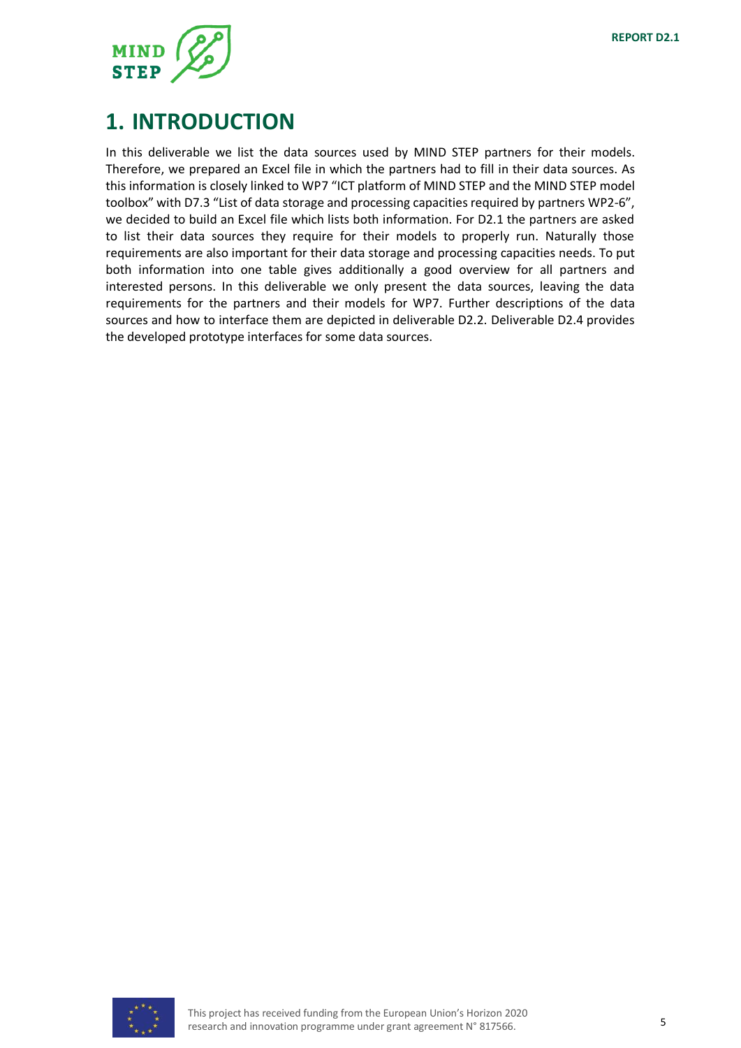# 1. INTRODUCTION

In this deliverable we list the data sources used by MIND STEP partners for their models. Therefore, we prepared an Excel file in which the partners had to fill in their data sources. As this information is closely linked to WP7 "ICT platform of MIND STEP and the MIND STEP model toolbox" with D7.3 "List of data storage and processing capacities required by partners WP2-6", we decided to build an Excel file which lists both information. For D2.1 the partners are asked to list their data sources they require for their models to properly run. Naturally those requirements are also important for their data storage and processing capacities needs. To put both information into one table gives additionally a good overview for all partners and interested persons. In this deliverable we only present the data sources, leaving the data requirements for the partners and their models for WP7. Further descriptions of the data sources and how to interface them are depicted in deliverable D2.2. Deliverable D2.4 provides the developed prototype interfaces for some data sources.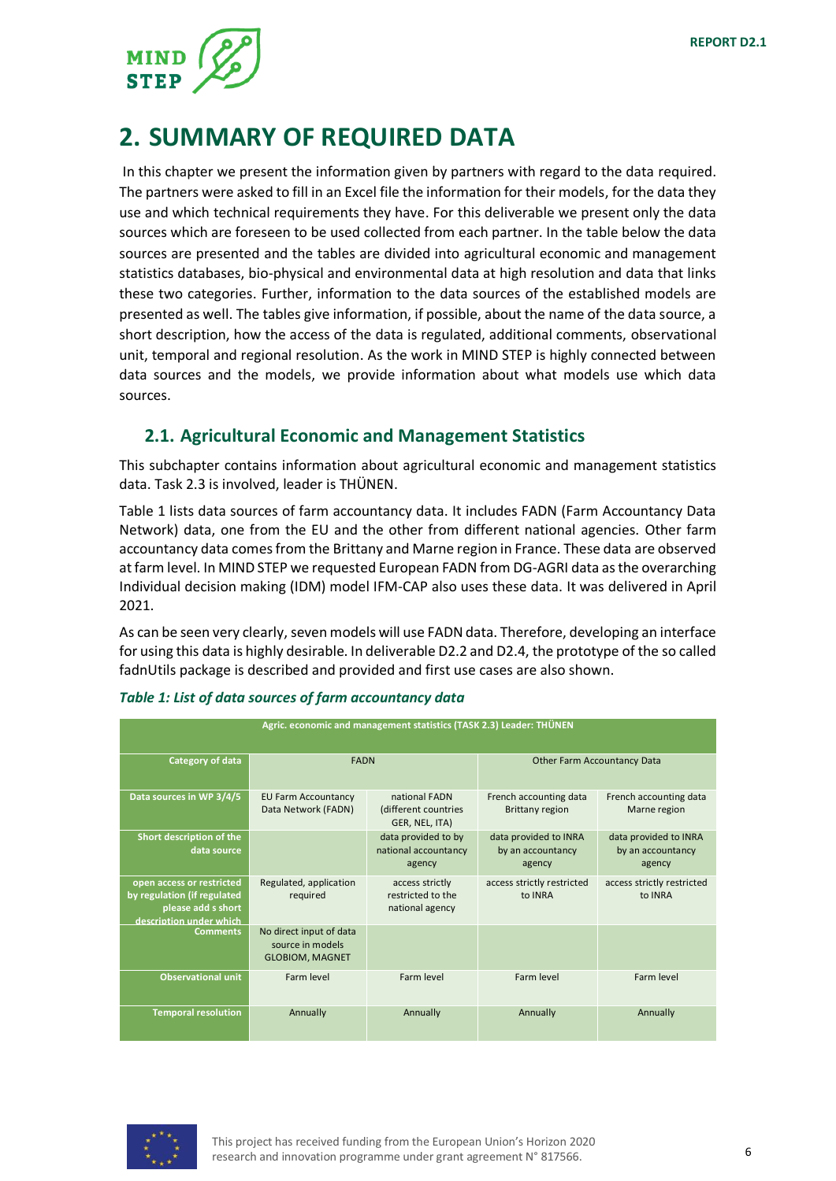# 2. SUMMARY OF REQUIRED DATA

In this chapter we present the information given by partners with regard to the data required. The partners were asked to fill in an Excel file the information for their models, for the data they use and which technical requirements they have. For this deliverable we present only the data sources which are foreseen to be used collected from each partner. In the table below the data sources are presented and the tables are divided into agricultural economic and management statistics databases, bio-physical and environmental data at high resolution and data that links these two categories. Further, information to the data sources of the established models are presented as well. The tables give information, if possible, about the name of the data source, a short description, how the access of the data is regulated, additional comments, observational unit, temporal and regional resolution. As the work in MIND STEP is highly connected between data sources and the models, we provide information about what models use which data sources.

## 2.1. Agricultural Economic and Management Statistics

This subchapter contains information about agricultural economic and management statistics data. Task 2.3 is involved, leader is THÜNEN.

Table 1 lists data sources of farm accountancy data. It includes FADN (Farm Accountancy Data Network) data, one from the EU and the other from different national agencies. Other farm accountancy data comes from the Brittany and Marne region in France. These data are observed at farm level. In MIND STEP we requested European FADN from DG-AGRI data as the overarching Individual decision making (IDM) model IFM-CAP also uses these data. It was delivered in April 2021.

As can be seen very clearly, seven models will use FADN data. Therefore, developing an interface for using this data is highly desirable. In deliverable D2.2 and D2.4, the prototype of the so called fadnUtils package is described and provided and first use cases are also shown.

*Table 1: List of data sources of farm accountancy data*

| Agric. economic and management statistics (TASK 2.3) Leader: THÜNEN | | | | |
|---|---|---|---|---|
| **Category of data** | FADN | | Other Farm Accountancy Data | |
| **Data sources in WP 3/4/5** | EU Farm Accountancy Data Network (FADN) | national FADN (different countries GER, NEL, ITA) | French accounting data Brittany region | French accounting data Marne region |
| **Short description of the data source** | | data provided to by national accountancy agency | data provided to INRA by an accountancy agency | data provided to INRA by an accountancy agency |
| **open access or restricted by regulation (if regulated please add s short description under which** | Regulated, application required | access strictly restricted to the national agency | access strictly restricted to INRA | access strictly restricted to INRA |
| **Comments** | No direct input of data source in models GLOBIOM, MAGNET | | | |
| **Observational unit** | Farm level | Farm level | Farm level | Farm level |
| **Temporal resolution** | Annually | Annually | Annually | Annually |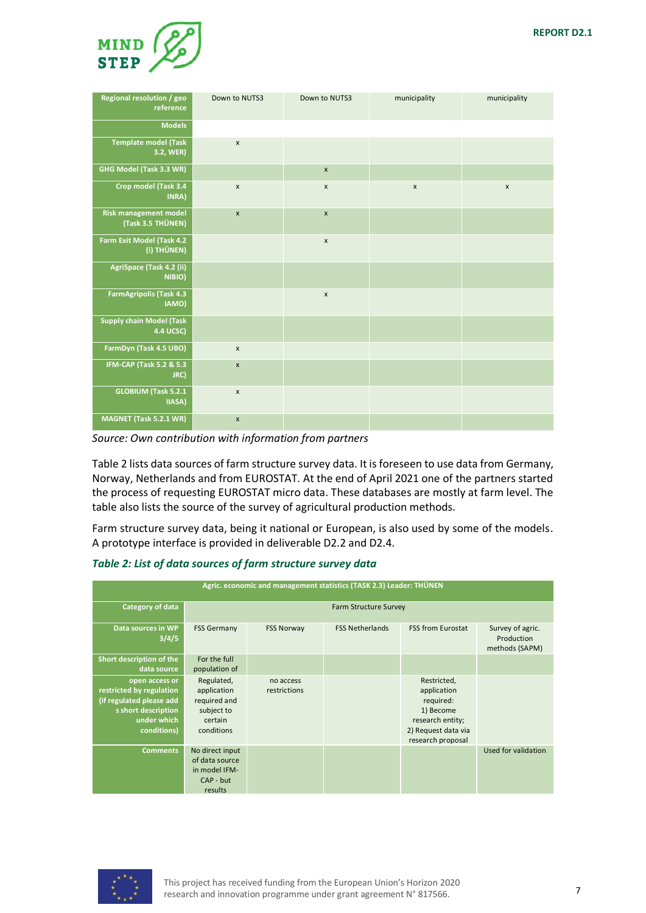| Regional resolution / geo reference | Down to NUTS3 | Down to NUTS3 | municipality | municipality |
|---|---|---|---|---|
| Models | | | | |
| Template model (Task 3.2, WER) | x | | | |
| GHG Model (Task 3.3 WR) | | x | | |
| Crop model (Task 3.4 INRA) | x | x | x | x |
| Risk management model (Task 3.5 THÜNEN) | x | x | | |
| Farm Exit Model (Task 4.2 (i) THÜNEN) | | x | | |
| AgriSpace (Task 4.2 (ii) NIBIO) | | | | |
| FarmAgripolis (Task 4.3 IAMO) | | x | | |
| Supply chain Model (Task 4.4 UCSC) | | | | |
| FarmDyn (Task 4.5 UBO) | x | | | |
| IFM-CAP (Task 5.2 & 5.3 JRC) | x | | | |
| GLOBIUM (Task 5.2.1 IIASA) | x | | | |
| MAGNET (Task 5.2.1 WR) | x | | | |

*Source: Own contribution with information from partners*

Table 2 lists data sources of farm structure survey data. It is foreseen to use data from Germany, Norway, Netherlands and from EUROSTAT. At the end of April 2021 one of the partners started the process of requesting EUROSTAT micro data. These databases are mostly at farm level. The table also lists the source of the survey of agricultural production methods.

Farm structure survey data, being it national or European, is also used by some of the models. A prototype interface is provided in deliverable D2.2 and D2.4.

***Table 2: List of data sources of farm structure survey data***

| Agric. economic and management statistics (TASK 2.3) Leader: THÜNEN | | | | | |
|---|---|---|---|---|---|
| Category of data | Farm Structure Survey | | | | |
| Data sources in WP 3/4/5 | FSS Germany | FSS Norway | FSS Netherlands | FSS from Eurostat | Survey of agric. Production methods (SAPM) |
| Short description of the data source | For the full population of | | | | |
| open access or restricted by regulation (if regulated please add s short description under which conditions) | Regulated, application required and subject to certain conditions | no access restrictions | | Restricted, application required: 1) Become research entity; 2) Request data via research proposal | |
| Comments | No direct input of data source in model IFM-CAP - but results | | | | Used for validation |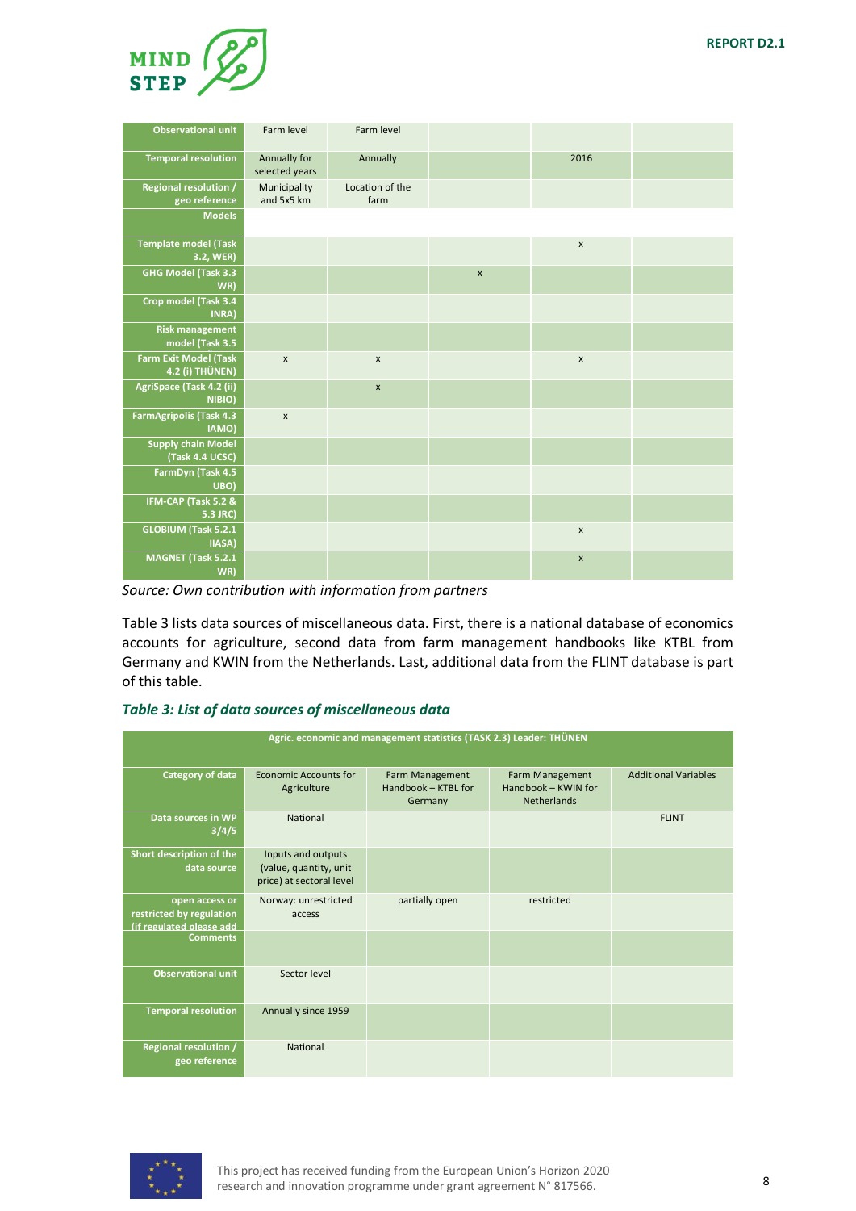| Observational unit | Farm level | Farm level | | | |
|---|---|---|---|---|---|
| Temporal resolution | Annually for selected years | Annually | | 2016 | |
| Regional resolution / geo reference | Municipality and 5x5 km | Location of the farm | | | |
| Models | | | | | |
| Template model (Task 3.2, WER) | | | | x | |
| GHG Model (Task 3.3 WR) | | | x | | |
| Crop model (Task 3.4 INRA) | | | | | |
| Risk management model (Task 3.5 | | | | | |
| Farm Exit Model (Task 4.2 (i) THÜNEN) | x | x | | x | |
| AgriSpace (Task 4.2 (ii) NIBIO) | | x | | | |
| FarmAgripolis (Task 4.3 IAMO) | x | | | | |
| Supply chain Model (Task 4.4 UCSC) | | | | | |
| FarmDyn (Task 4.5 UBO) | | | | | |
| IFM-CAP (Task 5.2 & 5.3 JRC) | | | | | |
| GLOBIUM (Task 5.2.1 IIASA) | | | | x | |
| MAGNET (Task 5.2.1 WR) | | | | x | |

*Source: Own contribution with information from partners*

Table 3 lists data sources of miscellaneous data. First, there is a national database of economics accounts for agriculture, second data from farm management handbooks like KTBL from Germany and KWIN from the Netherlands. Last, additional data from the FLINT database is part of this table.

### *Table 3: List of data sources of miscellaneous data*

| Agric. economic and management statistics (TASK 2.3) Leader: THÜNEN | | | | |
|---|---|---|---|---|
| Category of data | Economic Accounts for Agriculture | Farm Management Handbook – KTBL for Germany | Farm Management Handbook – KWIN for Netherlands | Additional Variables |
| Data sources in WP 3/4/5 | National | | | FLINT |
| Short description of the data source | Inputs and outputs (value, quantity, unit price) at sectoral level | | | |
| open access or restricted by regulation (if regulated please add | Norway: unrestricted access | partially open | restricted | |
| Comments | | | | |
| Observational unit | Sector level | | | |
| Temporal resolution | Annually since 1959 | | | |
| Regional resolution / geo reference | National | | | |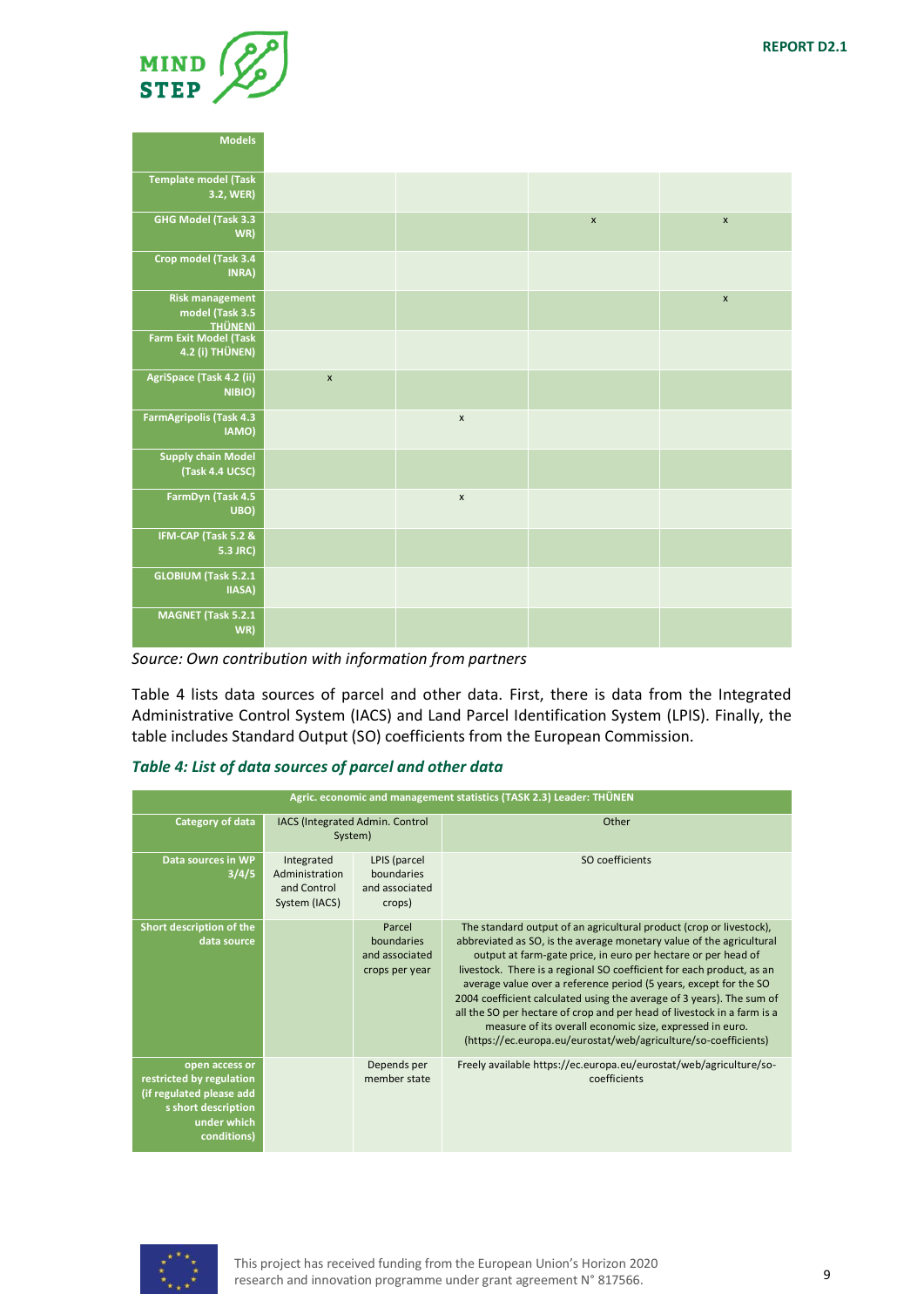| Models | | | | |
|---|---|---|---|---|
| Template model (Task 3.2, WER) | | | | |
| GHG Model (Task 3.3 WR) | | | x | x |
| Crop model (Task 3.4 INRA) | | | | |
| Risk management model (Task 3.5 THÜNEN) | | | | x |
| Farm Exit Model (Task 4.2 (i) THÜNEN) | | | | |
| AgriSpace (Task 4.2 (ii) NIBIO) | x | | | |
| FarmAgripolis (Task 4.3 IAMO) | | x | | |
| Supply chain Model (Task 4.4 UCSC) | | | | |
| FarmDyn (Task 4.5 UBO) | | x | | |
| IFM-CAP (Task 5.2 & 5.3 JRC) | | | | |
| GLOBIUM (Task 5.2.1 IIASA) | | | | |
| MAGNET (Task 5.2.1 WR) | | | | |

*Source: Own contribution with information from partners*

Table 4 lists data sources of parcel and other data. First, there is data from the Integrated Administrative Control System (IACS) and Land Parcel Identification System (LPIS). Finally, the table includes Standard Output (SO) coefficients from the European Commission.

### *Table 4: List of data sources of parcel and other data*

| Agric. economic and management statistics (TASK 2.3) Leader: THÜNEN | | | |
|---|---|---|---|
| Category of data | IACS (Integrated Admin. Control System) | | Other |
| Data sources in WP 3/4/5 | Integrated Administration and Control System (IACS) | LPIS (parcel boundaries and associated crops) | SO coefficients |
| Short description of the data source | | Parcel boundaries and associated crops per year | The standard output of an agricultural product (crop or livestock), abbreviated as SO, is the average monetary value of the agricultural output at farm-gate price, in euro per hectare or per head of livestock. There is a regional SO coefficient for each product, as an average value over a reference period (5 years, except for the SO 2004 coefficient calculated using the average of 3 years). The sum of all the SO per hectare of crop and per head of livestock in a farm is a measure of its overall economic size, expressed in euro. (https://ec.europa.eu/eurostat/web/agriculture/so-coefficients) |
| open access or restricted by regulation (if regulated please add s short description under which conditions) | | Depends per member state | Freely available https://ec.europa.eu/eurostat/web/agriculture/so-coefficients |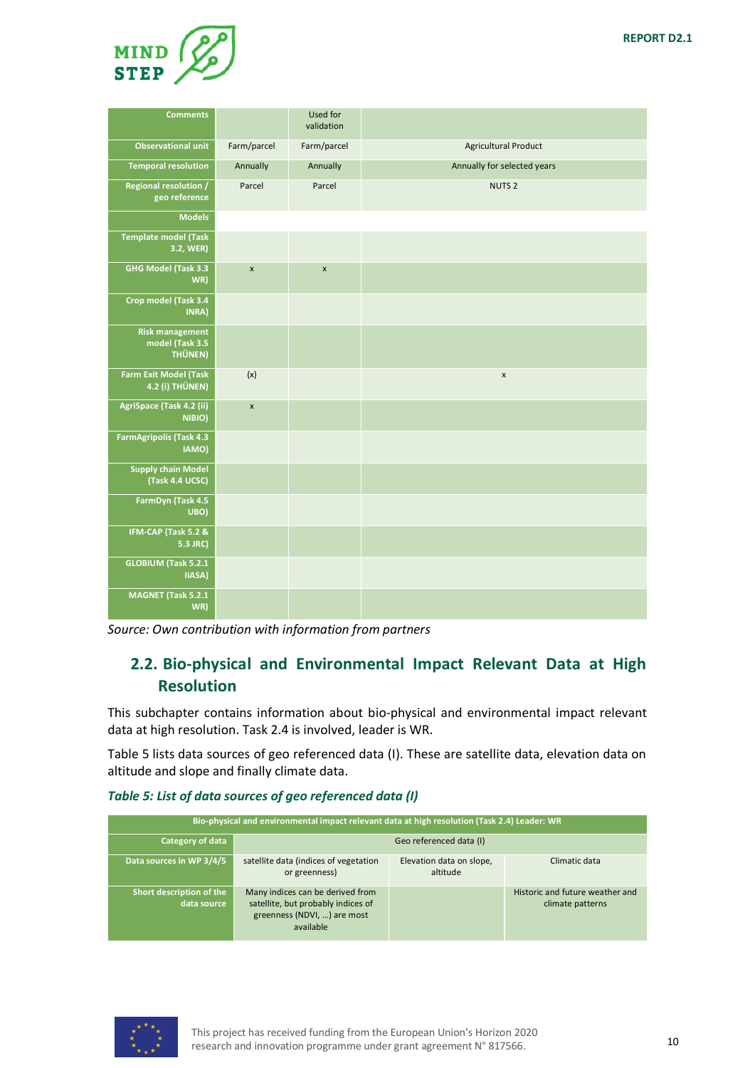| Comments | | Used for validation | |
|---|---|---|---|
| Observational unit | Farm/parcel | Farm/parcel | Agricultural Product |
| Temporal resolution | Annually | Annually | Annually for selected years |
| Regional resolution / geo reference | Parcel | Parcel | NUTS 2 |
| Models | | | |
| Template model (Task 3.2, WER) | | | |
| GHG Model (Task 3.3 WR) | x | x | |
| Crop model (Task 3.4 INRA) | | | |
| Risk management model (Task 3.5 THÜNEN) | | | |
| Farm Exit Model (Task 4.2 (i) THÜNEN) | (x) | | x |
| AgriSpace (Task 4.2 (ii) NIBIO) | x | | |
| FarmAgripolis (Task 4.3 IAMO) | | | |
| Supply chain Model (Task 4.4 UCSC) | | | |
| FarmDyn (Task 4.5 UBO) | | | |
| IFM-CAP (Task 5.2 & 5.3 JRC) | | | |
| GLOBIUM (Task 5.2.1 IIASA) | | | |
| MAGNET (Task 5.2.1 WR) | | | |

*Source: Own contribution with information from partners*

## 2.2. Bio-physical and Environmental Impact Relevant Data at High Resolution

This subchapter contains information about bio-physical and environmental impact relevant data at high resolution. Task 2.4 is involved, leader is WR.

Table 5 lists data sources of geo referenced data (I). These are satellite data, elevation data on altitude and slope and finally climate data.

***Table 5: List of data sources of geo referenced data (I)***

| Bio-physical and environmental impact relevant data at high resolution (Task 2.4) Leader: WR | | | |
|---|---|---|---|
| Category of data | Geo referenced data (I) | | |
| Data sources in WP 3/4/5 | satellite data (indices of vegetation or greenness) | Elevation data on slope, altitude | Climatic data |
| Short description of the data source | Many indices can be derived from satellite, but probably indices of greenness (NDVI, …) are most available | | Historic and future weather and climate patterns |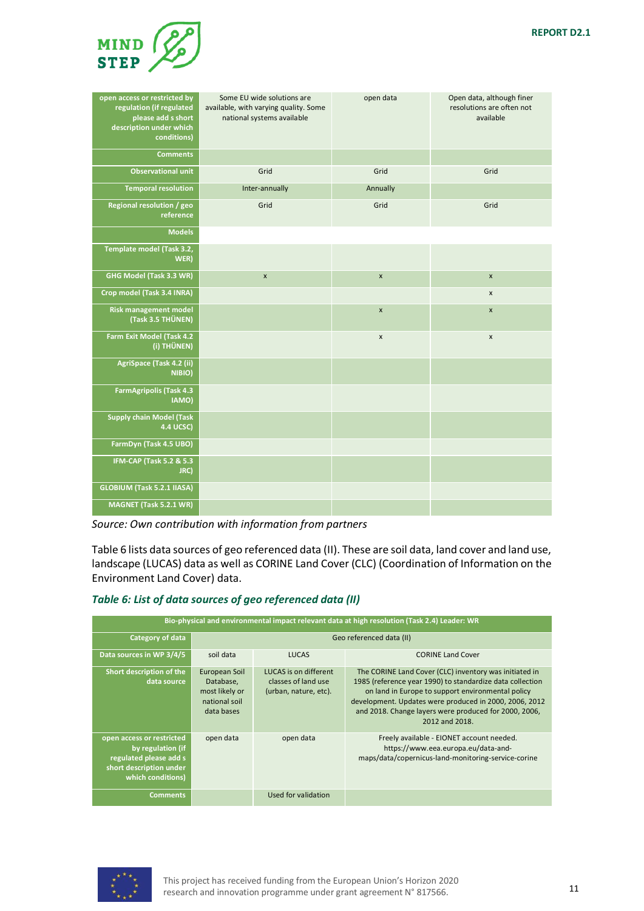| | | | |
|---|---|---|---|
| open access or restricted by regulation (if regulated please add s short description under which conditions) | Some EU wide solutions are available, with varying quality. Some national systems available | open data | Open data, although finer resolutions are often not available |
| Comments | | | |
| Observational unit | Grid | Grid | Grid |
| Temporal resolution | Inter-annually | Annually | |
| Regional resolution / geo reference | Grid | Grid | Grid |
| Models | | | |
| Template model (Task 3.2, WER) | | | |
| GHG Model (Task 3.3 WR) | x | x | x |
| Crop model (Task 3.4 INRA) | | | x |
| Risk management model (Task 3.5 THÜNEN) | | x | x |
| Farm Exit Model (Task 4.2 (i) THÜNEN) | | x | x |
| AgriSpace (Task 4.2 (ii) NIBIO) | | | |
| FarmAgripolis (Task 4.3 IAMO) | | | |
| Supply chain Model (Task 4.4 UCSC) | | | |
| FarmDyn (Task 4.5 UBO) | | | |
| IFM-CAP (Task 5.2 & 5.3 JRC) | | | |
| GLOBIUM (Task 5.2.1 IIASA) | | | |
| MAGNET (Task 5.2.1 WR) | | | |

*Source: Own contribution with information from partners*

Table 6 lists data sources of geo referenced data (II). These are soil data, land cover and land use, landscape (LUCAS) data as well as CORINE Land Cover (CLC) (Coordination of Information on the Environment Land Cover) data.

### *Table 6: List of data sources of geo referenced data (II)*

| Bio-physical and environmental impact relevant data at high resolution (Task 2.4) Leader: WR | | | |
|---|---|---|---|
| Category of data | Geo referenced data (II) | | |
| Data sources in WP 3/4/5 | soil data | LUCAS | CORINE Land Cover |
| Short description of the data source | European Soil Database, most likely or national soil data bases | LUCAS is on different classes of land use (urban, nature, etc). | The CORINE Land Cover (CLC) inventory was initiated in 1985 (reference year 1990) to standardize data collection on land in Europe to support environmental policy development. Updates were produced in 2000, 2006, 2012 and 2018. Change layers were produced for 2000, 2006, 2012 and 2018. |
| open access or restricted by regulation (if regulated please add s short description under which conditions) | open data | open data | Freely available - EIONET account needed. https://www.eea.europa.eu/data-and-maps/data/copernicus-land-monitoring-service-corine |
| Comments | | Used for validation | |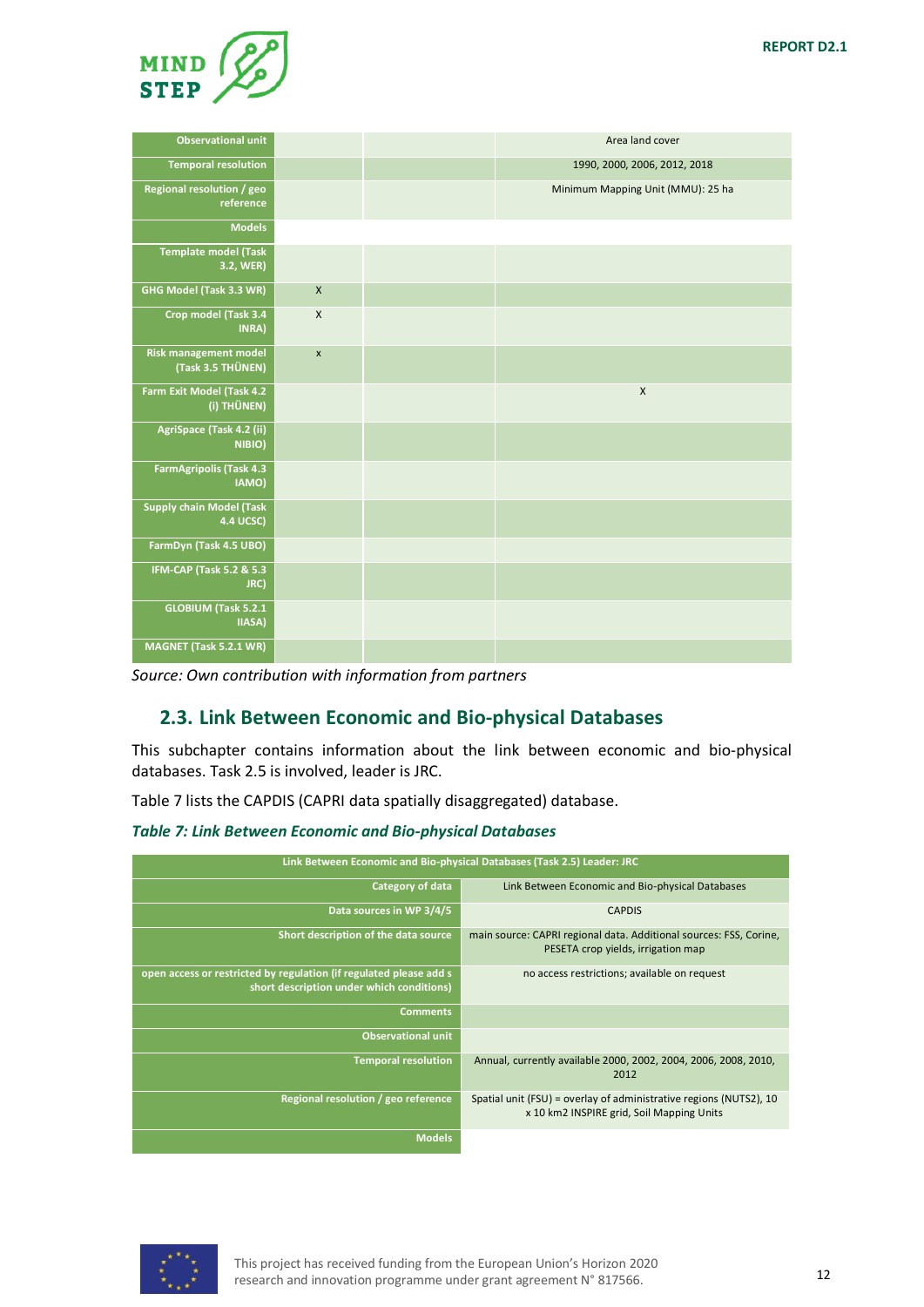| | | | |
|---|---|---|---|
| **Observational unit** | | | Area land cover |
| **Temporal resolution** | | | 1990, 2000, 2006, 2012, 2018 |
| **Regional resolution / geo reference** | | | Minimum Mapping Unit (MMU): 25 ha |
| **Models** | | | |
| **Template model (Task 3.2, WER)** | | | |
| **GHG Model (Task 3.3 WR)** | X | | |
| **Crop model (Task 3.4 INRA)** | X | | |
| **Risk management model (Task 3.5 THÜNEN)** | x | | |
| **Farm Exit Model (Task 4.2 (i) THÜNEN)** | | | X |
| **AgriSpace (Task 4.2 (ii) NIBIO)** | | | |
| **FarmAgripolis (Task 4.3 IAMO)** | | | |
| **Supply chain Model (Task 4.4 UCSC)** | | | |
| **FarmDyn (Task 4.5 UBO)** | | | |
| **IFM-CAP (Task 5.2 & 5.3 JRC)** | | | |
| **GLOBIUM (Task 5.2.1 IIASA)** | | | |
| **MAGNET (Task 5.2.1 WR)** | | | |

*Source: Own contribution with information from partners*

## 2.3. Link Between Economic and Bio-physical Databases

This subchapter contains information about the link between economic and bio-physical databases. Task 2.5 is involved, leader is JRC.

Table 7 lists the CAPDIS (CAPRI data spatially disaggregated) database.

***Table 7: Link Between Economic and Bio-physical Databases***

| Link Between Economic and Bio-physical Databases (Task 2.5) Leader: JRC | |
|---|---|
| **Category of data** | Link Between Economic and Bio-physical Databases |
| **Data sources in WP 3/4/5** | CAPDIS |
| **Short description of the data source** | main source: CAPRI regional data. Additional sources: FSS, Corine, PESETA crop yields, irrigation map |
| **open access or restricted by regulation (if regulated please add s short description under which conditions)** | no access restrictions; available on request |
| **Comments** | |
| **Observational unit** | |
| **Temporal resolution** | Annual, currently available 2000, 2002, 2004, 2006, 2008, 2010, 2012 |
| **Regional resolution / geo reference** | Spatial unit (FSU) = overlay of administrative regions (NUTS2), 10 x 10 km2 INSPIRE grid, Soil Mapping Units |
| **Models** | |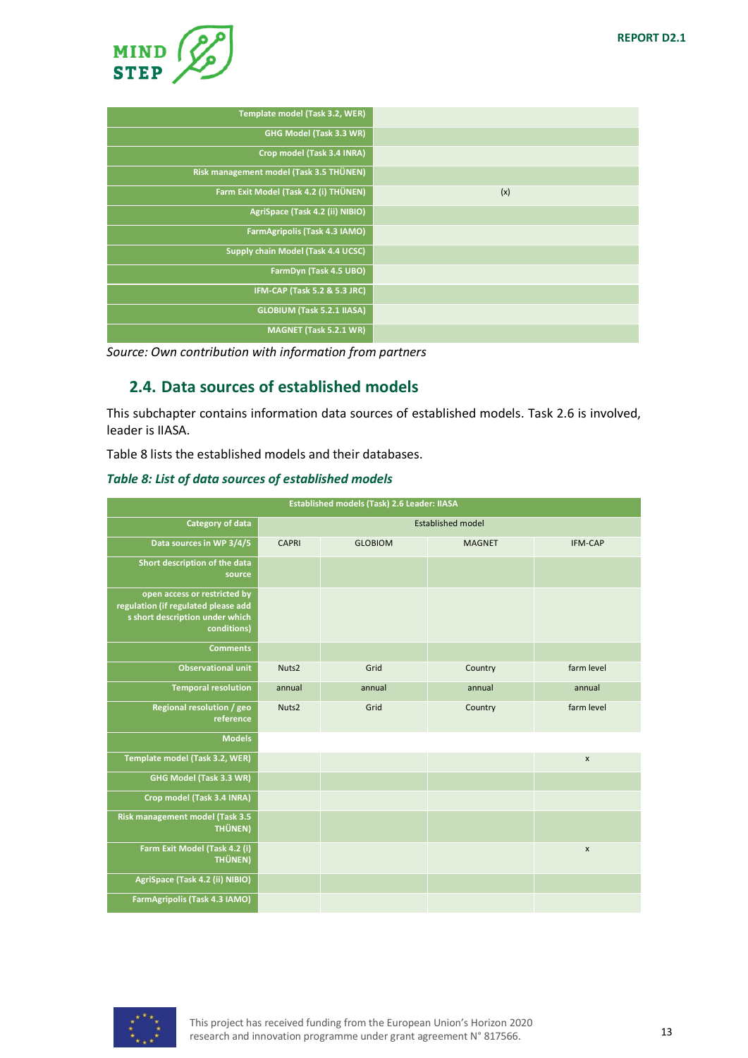| | |
|---|---|
| Template model (Task 3.2, WER) | |
| GHG Model (Task 3.3 WR) | |
| Crop model (Task 3.4 INRA) | |
| Risk management model (Task 3.5 THÜNEN) | |
| Farm Exit Model (Task 4.2 (i) THÜNEN) | (x) |
| AgriSpace (Task 4.2 (ii) NIBIO) | |
| FarmAgripolis (Task 4.3 IAMO) | |
| Supply chain Model (Task 4.4 UCSC) | |
| FarmDyn (Task 4.5 UBO) | |
| IFM-CAP (Task 5.2 & 5.3 JRC) | |
| GLOBIUM (Task 5.2.1 IIASA) | |
| MAGNET (Task 5.2.1 WR) | |

*Source: Own contribution with information from partners*

## 2.4. Data sources of established models

This subchapter contains information data sources of established models. Task 2.6 is involved, leader is IIASA.

Table 8 lists the established models and their databases.

***Table 8: List of data sources of established models***

| Established models (Task) 2.6 Leader: IIASA | | | | |
|---|---|---|---|---|
| Category of data | Established model | | | |
| Data sources in WP 3/4/5 | CAPRI | GLOBIOM | MAGNET | IFM-CAP |
| Short description of the data source | | | | |
| open access or restricted by regulation (if regulated please add s short description under which conditions) | | | | |
| Comments | | | | |
| Observational unit | Nuts2 | Grid | Country | farm level |
| Temporal resolution | annual | annual | annual | annual |
| Regional resolution / geo reference | Nuts2 | Grid | Country | farm level |
| Models | | | | |
| Template model (Task 3.2, WER) | | | | x |
| GHG Model (Task 3.3 WR) | | | | |
| Crop model (Task 3.4 INRA) | | | | |
| Risk management model (Task 3.5 THÜNEN) | | | | |
| Farm Exit Model (Task 4.2 (i) THÜNEN) | | | | x |
| AgriSpace (Task 4.2 (ii) NIBIO) | | | | |
| FarmAgripolis (Task 4.3 IAMO) | | | | |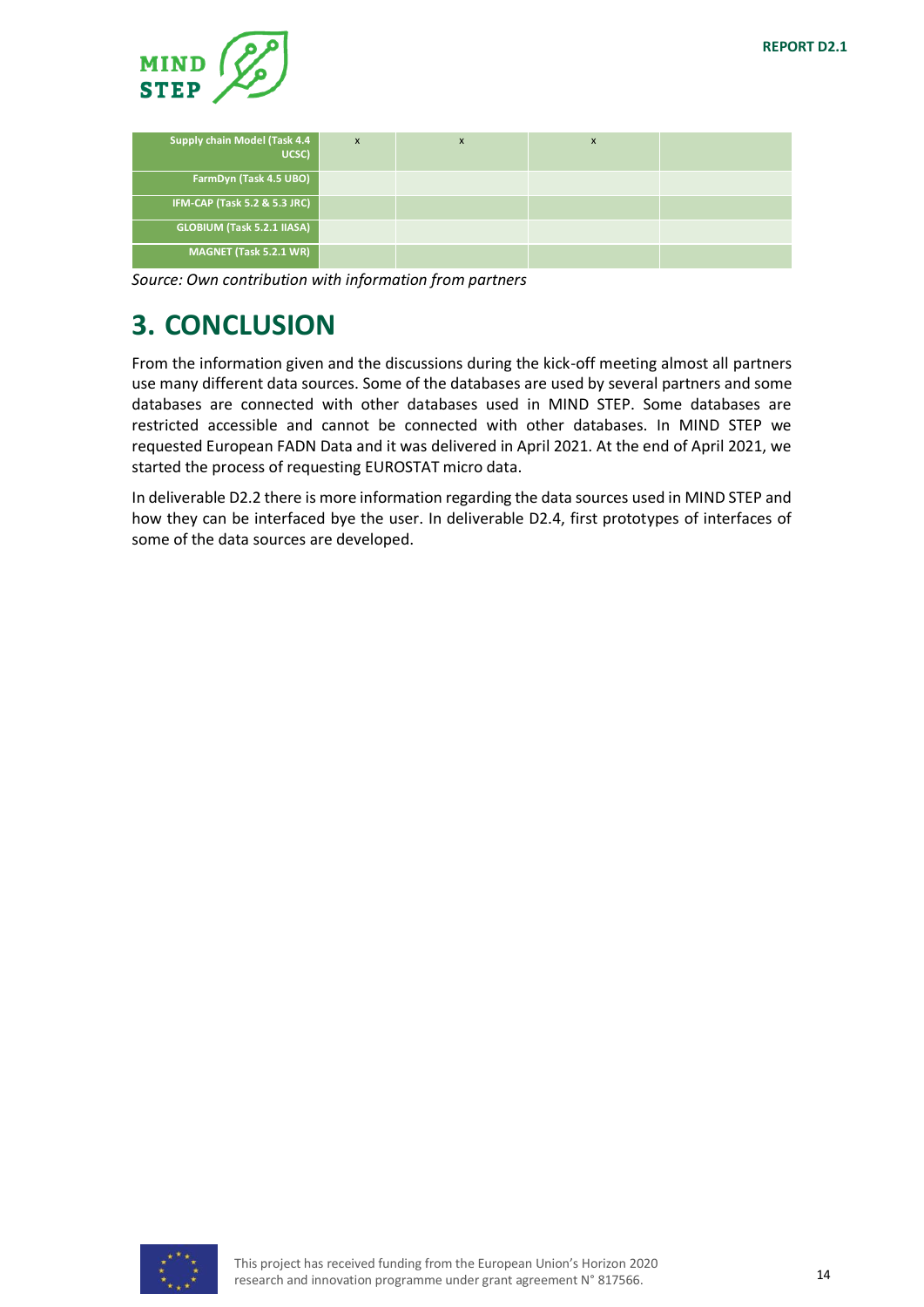| | | | | |
|---|---|---|---|---|
| Supply chain Model (Task 4.4 UCSC) | x | x | x | |
| FarmDyn (Task 4.5 UBO) | | | | |
| IFM-CAP (Task 5.2 & 5.3 JRC) | | | | |
| GLOBIUM (Task 5.2.1 IIASA) | | | | |
| MAGNET (Task 5.2.1 WR) | | | | |

*Source: Own contribution with information from partners*

# 3. CONCLUSION

From the information given and the discussions during the kick-off meeting almost all partners use many different data sources. Some of the databases are used by several partners and some databases are connected with other databases used in MIND STEP. Some databases are restricted accessible and cannot be connected with other databases. In MIND STEP we requested European FADN Data and it was delivered in April 2021. At the end of April 2021, we started the process of requesting EUROSTAT micro data.

In deliverable D2.2 there is more information regarding the data sources used in MIND STEP and how they can be interfaced bye the user. In deliverable D2.4, first prototypes of interfaces of some of the data sources are developed.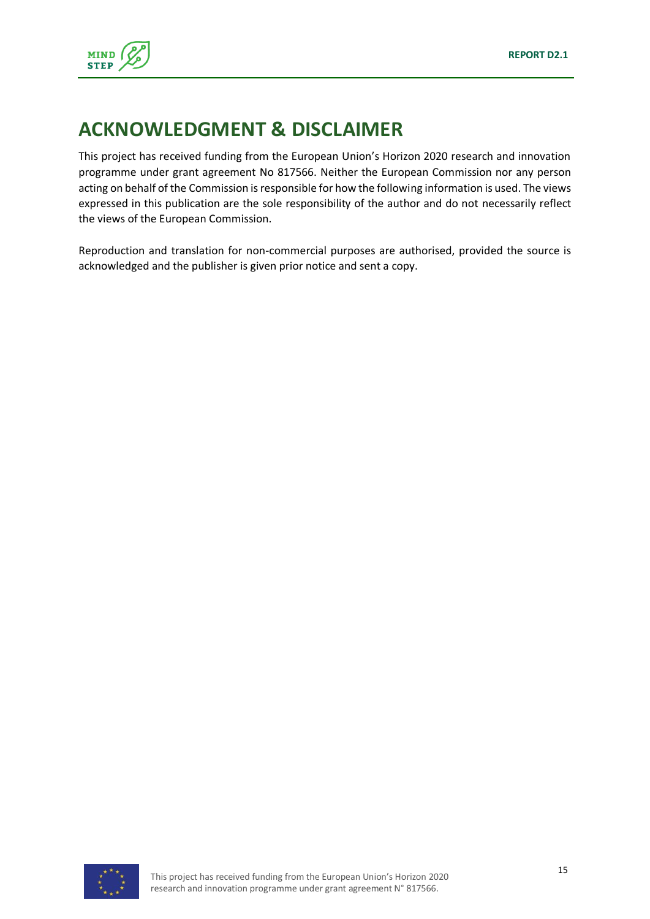# ACKNOWLEDGMENT & DISCLAIMER

This project has received funding from the European Union's Horizon 2020 research and innovation programme under grant agreement No 817566. Neither the European Commission nor any person acting on behalf of the Commission is responsible for how the following information is used. The views expressed in this publication are the sole responsibility of the author and do not necessarily reflect the views of the European Commission.

Reproduction and translation for non-commercial purposes are authorised, provided the source is acknowledged and the publisher is given prior notice and sent a copy.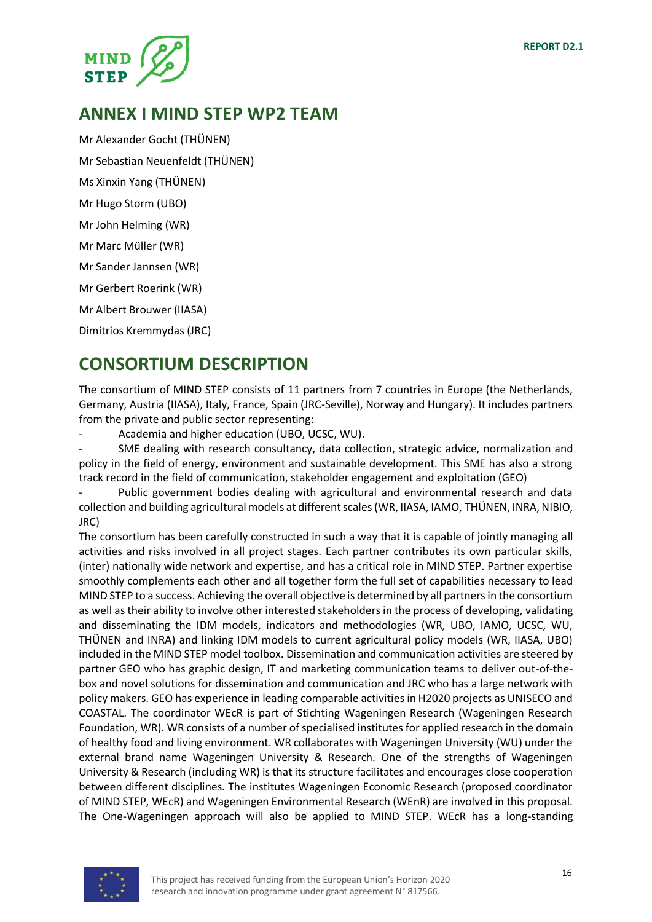## ANNEX I MIND STEP WP2 TEAM

Mr Alexander Gocht (THÜNEN)

Mr Sebastian Neuenfeldt (THÜNEN)

Ms Xinxin Yang (THÜNEN)

Mr Hugo Storm (UBO)

Mr John Helming (WR)

Mr Marc Müller (WR)

Mr Sander Jannsen (WR)

Mr Gerbert Roerink (WR)

Mr Albert Brouwer (IIASA)

Dimitrios Kremmydas (JRC)

## CONSORTIUM DESCRIPTION

The consortium of MIND STEP consists of 11 partners from 7 countries in Europe (the Netherlands, Germany, Austria (IIASA), Italy, France, Spain (JRC-Seville), Norway and Hungary). It includes partners from the private and public sector representing:

- Academia and higher education (UBO, UCSC, WU).
- SME dealing with research consultancy, data collection, strategic advice, normalization and policy in the field of energy, environment and sustainable development. This SME has also a strong track record in the field of communication, stakeholder engagement and exploitation (GEO)
- Public government bodies dealing with agricultural and environmental research and data collection and building agricultural models at different scales (WR, IIASA, IAMO, THÜNEN, INRA, NIBIO, JRC)

The consortium has been carefully constructed in such a way that it is capable of jointly managing all activities and risks involved in all project stages. Each partner contributes its own particular skills, (inter) nationally wide network and expertise, and has a critical role in MIND STEP. Partner expertise smoothly complements each other and all together form the full set of capabilities necessary to lead MIND STEP to a success. Achieving the overall objective is determined by all partners in the consortium as well as their ability to involve other interested stakeholders in the process of developing, validating and disseminating the IDM models, indicators and methodologies (WR, UBO, IAMO, UCSC, WU, THÜNEN and INRA) and linking IDM models to current agricultural policy models (WR, IIASA, UBO) included in the MIND STEP model toolbox. Dissemination and communication activities are steered by partner GEO who has graphic design, IT and marketing communication teams to deliver out-of-the-box and novel solutions for dissemination and communication and JRC who has a large network with policy makers. GEO has experience in leading comparable activities in H2020 projects as UNISECO and COASTAL. The coordinator WEcR is part of Stichting Wageningen Research (Wageningen Research Foundation, WR). WR consists of a number of specialised institutes for applied research in the domain of healthy food and living environment. WR collaborates with Wageningen University (WU) under the external brand name Wageningen University & Research. One of the strengths of Wageningen University & Research (including WR) is that its structure facilitates and encourages close cooperation between different disciplines. The institutes Wageningen Economic Research (proposed coordinator of MIND STEP, WEcR) and Wageningen Environmental Research (WEnR) are involved in this proposal. The One-Wageningen approach will also be applied to MIND STEP. WEcR has a long-standing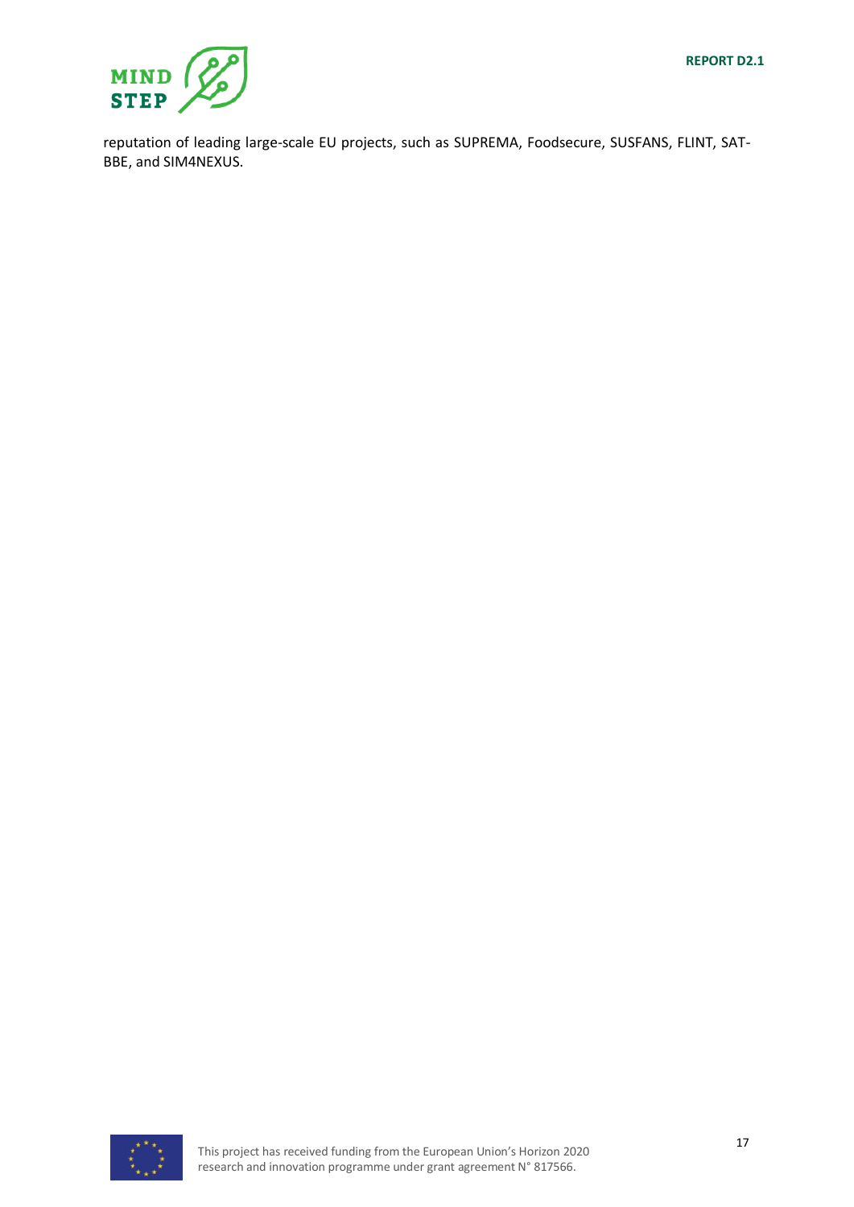reputation of leading large-scale EU projects, such as SUPREMA, Foodsecure, SUSFANS, FLINT, SAT-BBE, and SIM4NEXUS.